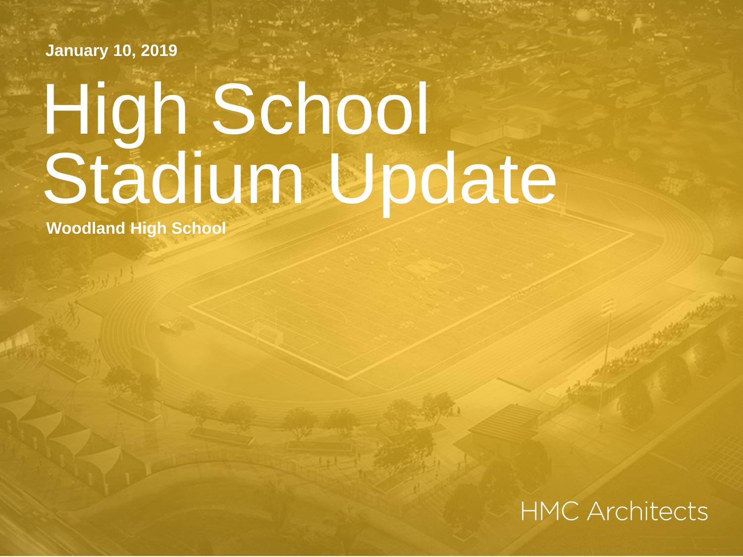January 10, 2019

# High School Stadium Update

**Woodland High School**

HMC Architects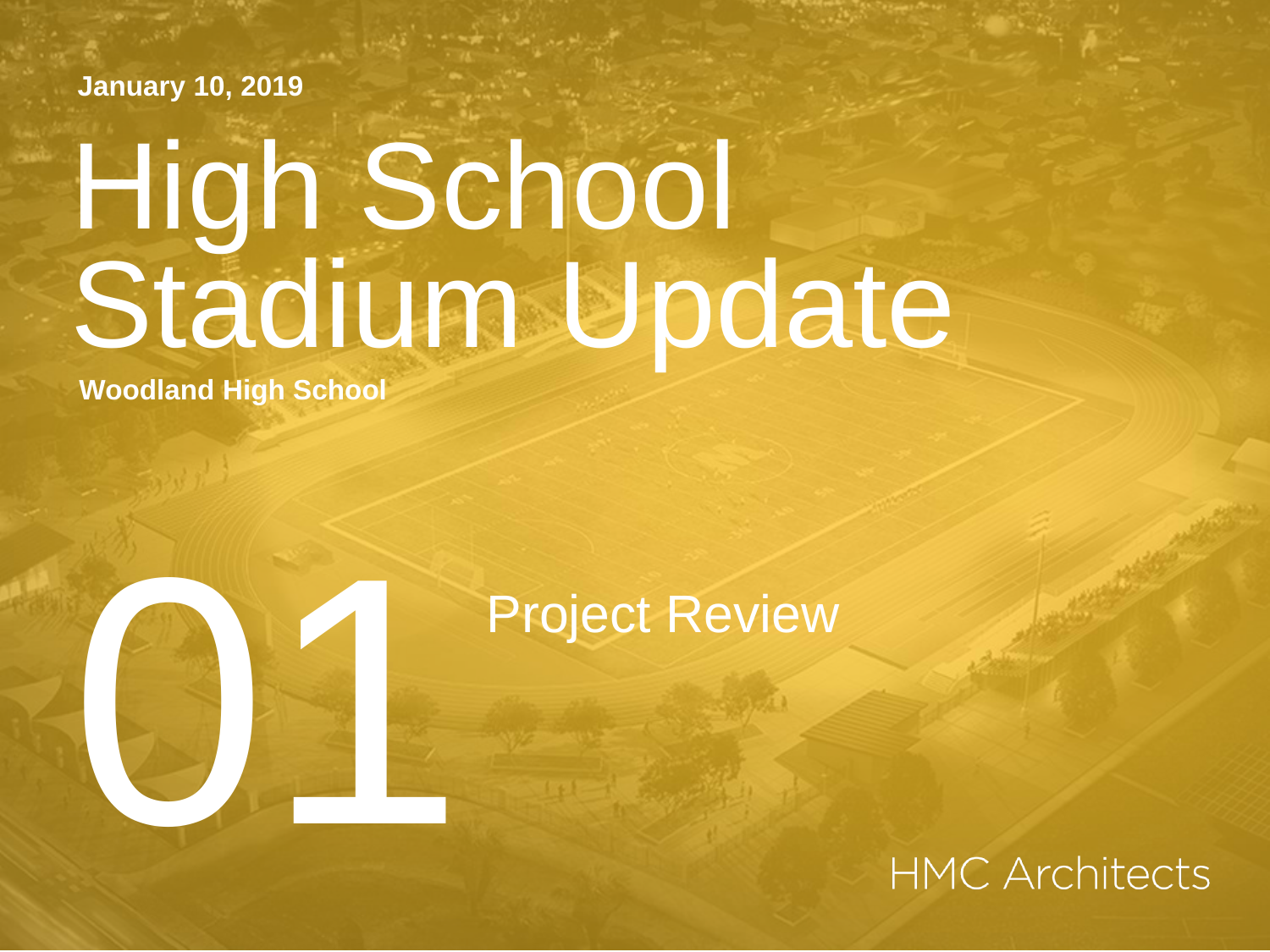January 10, 2019

# High School Stadium Update

**Woodland High School**

# 01

## Project Review

HMC Architects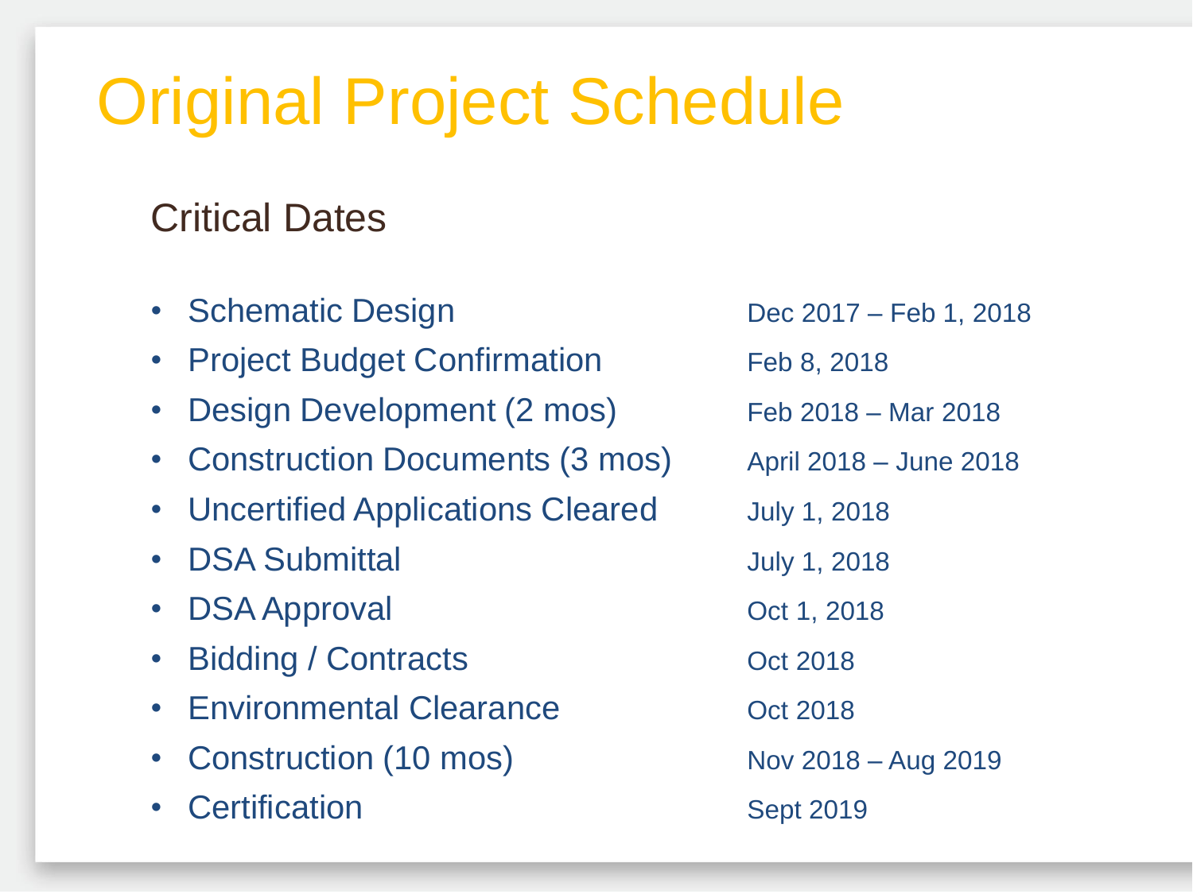# Original Project Schedule

## Critical Dates

| | |
|---|---|
| • Schematic Design | Dec 2017 – Feb 1, 2018 |
| • Project Budget Confirmation | Feb 8, 2018 |
| • Design Development (2 mos) | Feb 2018 – Mar 2018 |
| • Construction Documents (3 mos) | April 2018 – June 2018 |
| • Uncertified Applications Cleared | July 1, 2018 |
| • DSA Submittal | July 1, 2018 |
| • DSA Approval | Oct 1, 2018 |
| • Bidding / Contracts | Oct 2018 |
| • Environmental Clearance | Oct 2018 |
| • Construction (10 mos) | Nov 2018 – Aug 2019 |
| • Certification | Sept 2019 |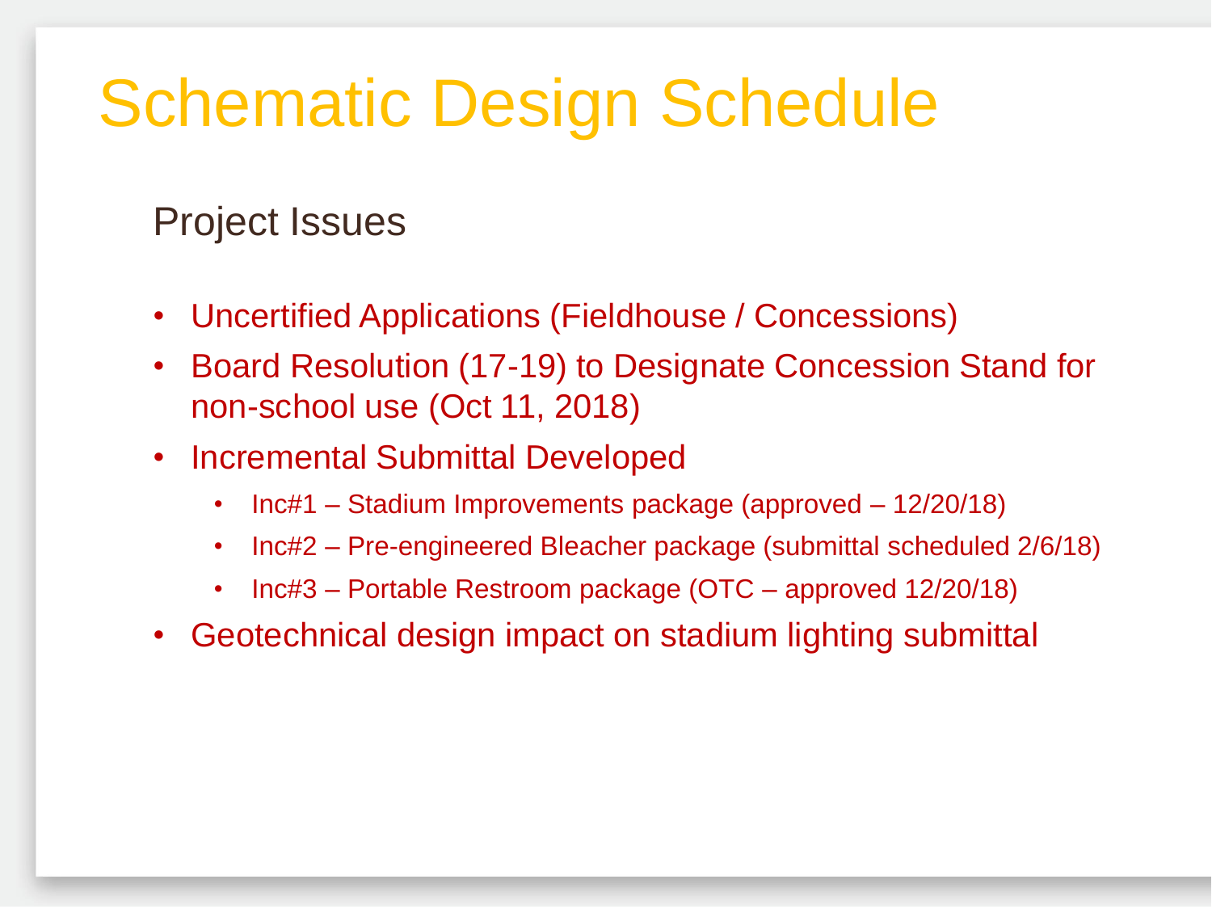# Schematic Design Schedule

## Project Issues

- Uncertified Applications (Fieldhouse / Concessions)
- Board Resolution (17-19) to Designate Concession Stand for non-school use (Oct 11, 2018)
- Incremental Submittal Developed
  - Inc#1 – Stadium Improvements package (approved – 12/20/18)
  - Inc#2 – Pre-engineered Bleacher package (submittal scheduled 2/6/18)
  - Inc#3 – Portable Restroom package (OTC – approved 12/20/18)
- Geotechnical design impact on stadium lighting submittal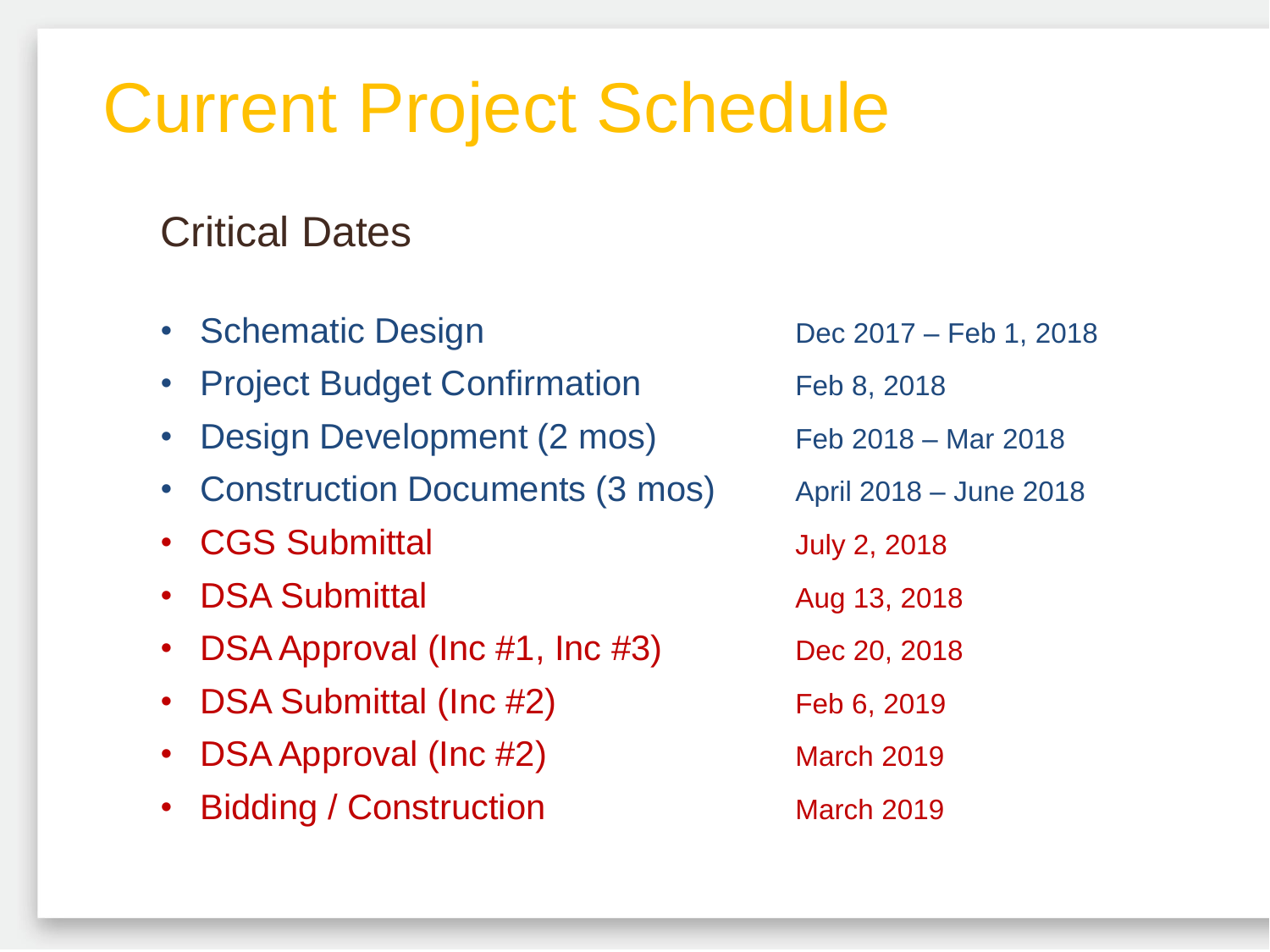# Current Project Schedule

## Critical Dates

| Item | Date |
|---|---|
| Schematic Design | Dec 2017 – Feb 1, 2018 |
| Project Budget Confirmation | Feb 8, 2018 |
| Design Development (2 mos) | Feb 2018 – Mar 2018 |
| Construction Documents (3 mos) | April 2018 – June 2018 |
| CGS Submittal | July 2, 2018 |
| DSA Submittal | Aug 13, 2018 |
| DSA Approval (Inc #1, Inc #3) | Dec 20, 2018 |
| DSA Submittal (Inc #2) | Feb 6, 2019 |
| DSA Approval (Inc #2) | March 2019 |
| Bidding / Construction | March 2019 |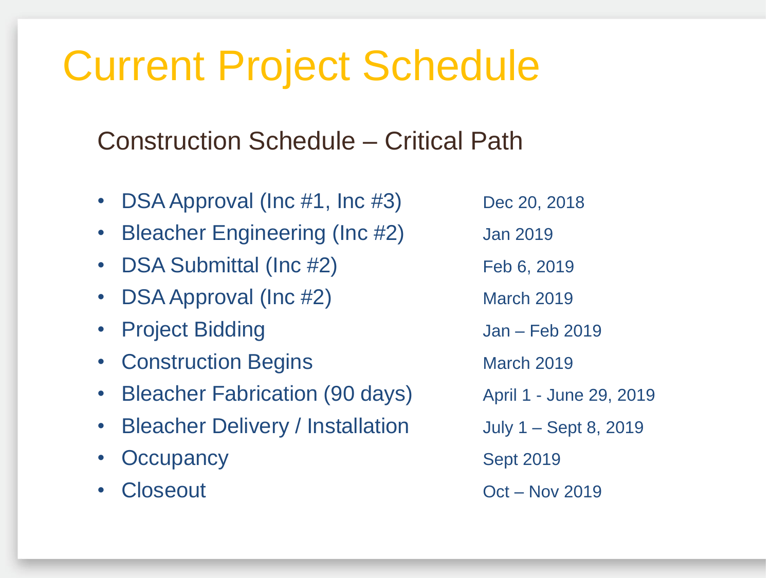# Current Project Schedule

## Construction Schedule – Critical Path

| Task | Date |
|---|---|
| DSA Approval (Inc #1, Inc #3) | Dec 20, 2018 |
| Bleacher Engineering (Inc #2) | Jan 2019 |
| DSA Submittal (Inc #2) | Feb 6, 2019 |
| DSA Approval (Inc #2) | March 2019 |
| Project Bidding | Jan – Feb 2019 |
| Construction Begins | March 2019 |
| Bleacher Fabrication (90 days) | April 1 - June 29, 2019 |
| Bleacher Delivery / Installation | July 1 – Sept 8, 2019 |
| Occupancy | Sept 2019 |
| Closeout | Oct – Nov 2019 |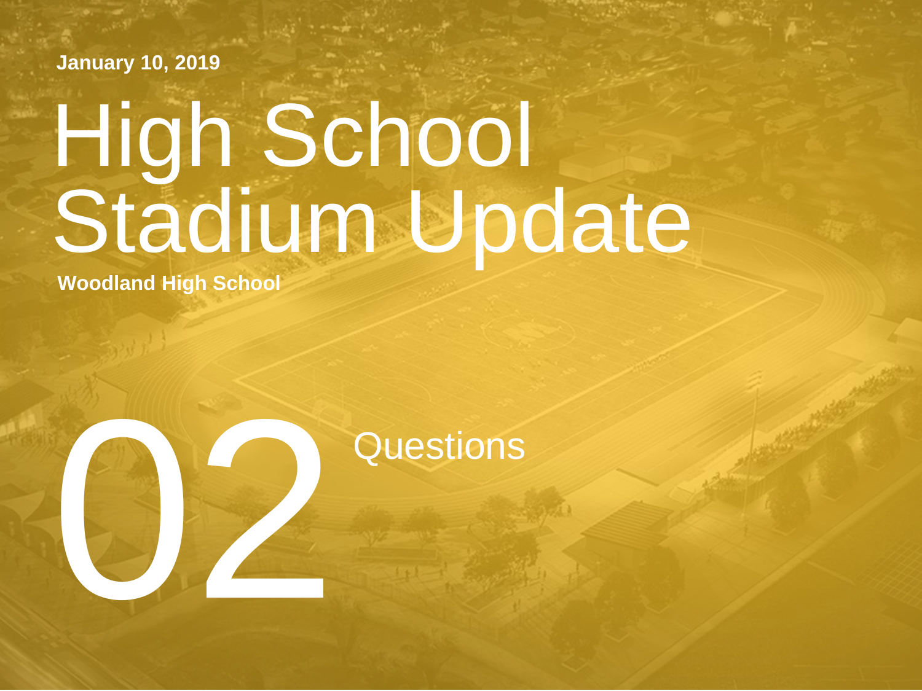January 10, 2019

# High School Stadium Update

**Woodland High School**

# 02

## Questions